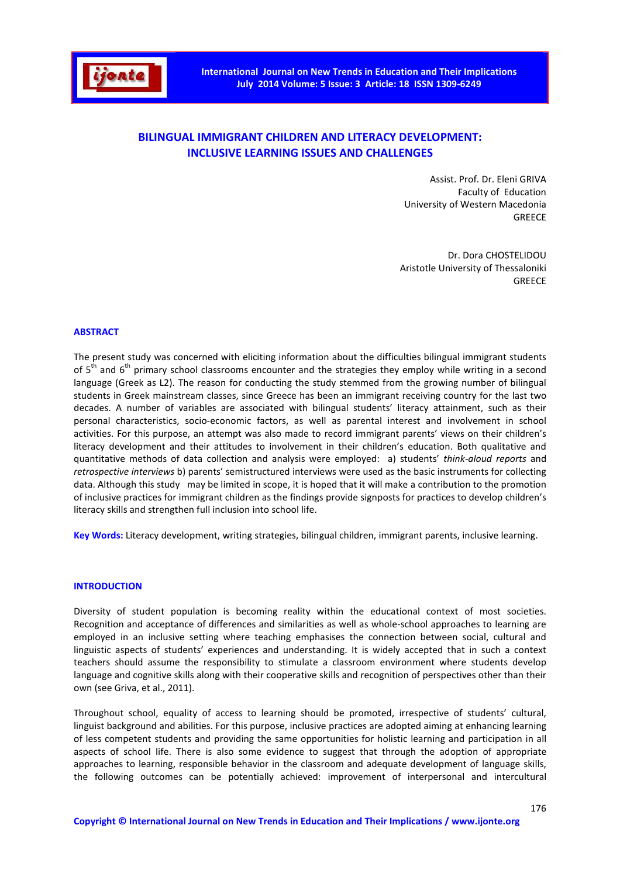# BILINGUAL IMMIGRANT CHILDREN AND LITERACY DEVELOPMENT: INCLUSIVE LEARNING ISSUES AND CHALLENGES

Assist. Prof. Dr. Eleni GRIVA
Faculty of Education
University of Western Macedonia
GREECE

Dr. Dora CHOSTELIDOU
Aristotle University of Thessaloniki
GREECE

## ABSTRACT

The present study was concerned with eliciting information about the difficulties bilingual immigrant students of 5th and 6th primary school classrooms encounter and the strategies they employ while writing in a second language (Greek as L2). The reason for conducting the study stemmed from the growing number of bilingual students in Greek mainstream classes, since Greece has been an immigrant receiving country for the last two decades. A number of variables are associated with bilingual students' literacy attainment, such as their personal characteristics, socio-economic factors, as well as parental interest and involvement in school activities. For this purpose, an attempt was also made to record immigrant parents' views on their children's literacy development and their attitudes to involvement in their children's education. Both qualitative and quantitative methods of data collection and analysis were employed: a) students' *think-aloud reports* and *retrospective interviews* b) parents' semistructured interviews were used as the basic instruments for collecting data. Although this study may be limited in scope, it is hoped that it will make a contribution to the promotion of inclusive practices for immigrant children as the findings provide signposts for practices to develop children's literacy skills and strengthen full inclusion into school life.

**Key Words:** Literacy development, writing strategies, bilingual children, immigrant parents, inclusive learning.

## INTRODUCTION

Diversity of student population is becoming reality within the educational context of most societies. Recognition and acceptance of differences and similarities as well as whole-school approaches to learning are employed in an inclusive setting where teaching emphasises the connection between social, cultural and linguistic aspects of students' experiences and understanding. It is widely accepted that in such a context teachers should assume the responsibility to stimulate a classroom environment where students develop language and cognitive skills along with their cooperative skills and recognition of perspectives other than their own (see Griva, et al., 2011).

Throughout school, equality of access to learning should be promoted, irrespective of students' cultural, linguist background and abilities. For this purpose, inclusive practices are adopted aiming at enhancing learning of less competent students and providing the same opportunities for holistic learning and participation in all aspects of school life. There is also some evidence to suggest that through the adoption of appropriate approaches to learning, responsible behavior in the classroom and adequate development of language skills, the following outcomes can be potentially achieved: improvement of interpersonal and intercultural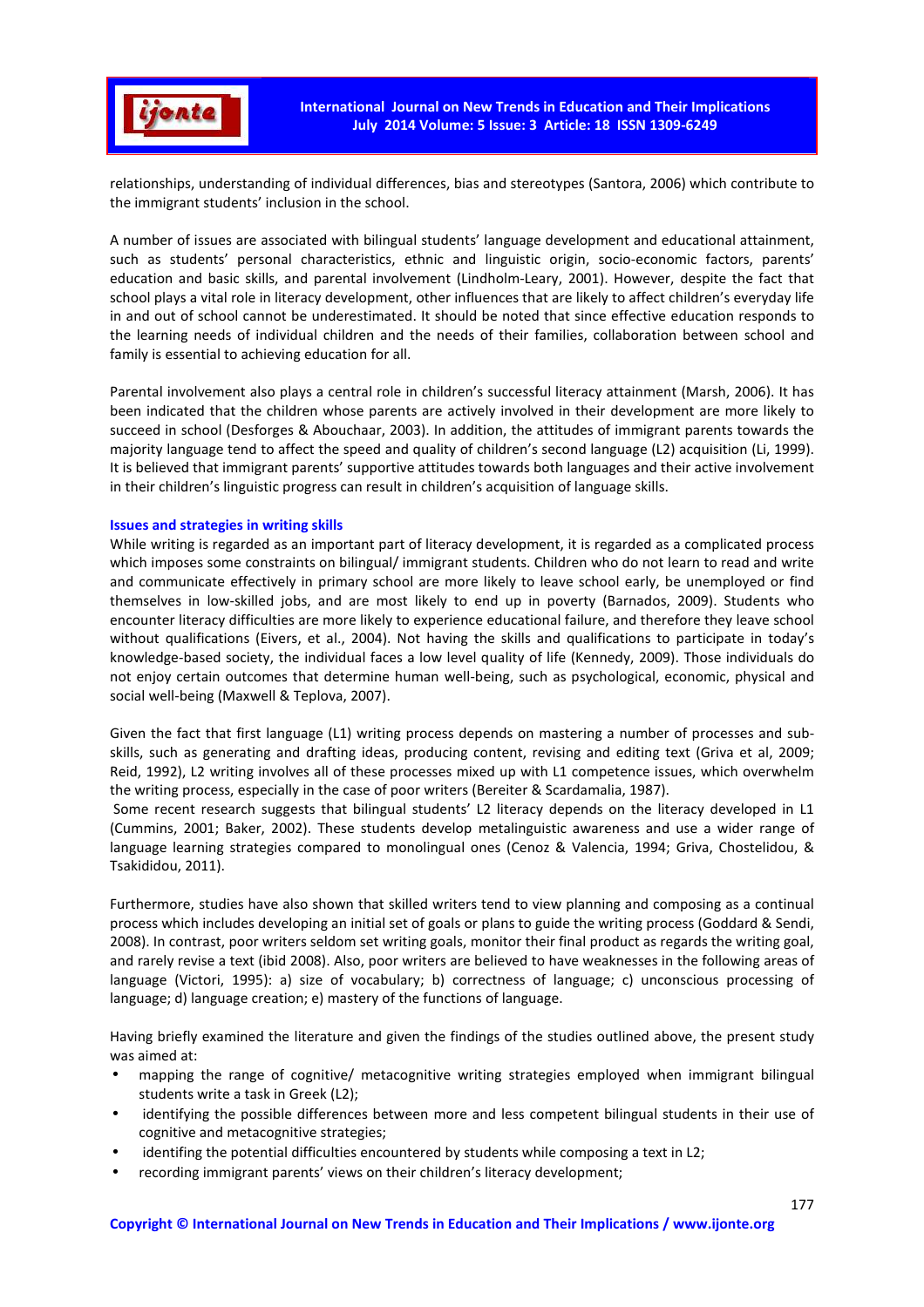relationships, understanding of individual differences, bias and stereotypes (Santora, 2006) which contribute to the immigrant students' inclusion in the school.

A number of issues are associated with bilingual students' language development and educational attainment, such as students' personal characteristics, ethnic and linguistic origin, socio-economic factors, parents' education and basic skills, and parental involvement (Lindholm-Leary, 2001). However, despite the fact that school plays a vital role in literacy development, other influences that are likely to affect children's everyday life in and out of school cannot be underestimated. It should be noted that since effective education responds to the learning needs of individual children and the needs of their families, collaboration between school and family is essential to achieving education for all.

Parental involvement also plays a central role in children's successful literacy attainment (Marsh, 2006). It has been indicated that the children whose parents are actively involved in their development are more likely to succeed in school (Desforges & Abouchaar, 2003). In addition, the attitudes of immigrant parents towards the majority language tend to affect the speed and quality of children's second language (L2) acquisition (Li, 1999). It is believed that immigrant parents' supportive attitudes towards both languages and their active involvement in their children's linguistic progress can result in children's acquisition of language skills.

### Issues and strategies in writing skills

While writing is regarded as an important part of literacy development, it is regarded as a complicated process which imposes some constraints on bilingual/ immigrant students. Children who do not learn to read and write and communicate effectively in primary school are more likely to leave school early, be unemployed or find themselves in low-skilled jobs, and are most likely to end up in poverty (Barnados, 2009). Students who encounter literacy difficulties are more likely to experience educational failure, and therefore they leave school without qualifications (Eivers, et al., 2004). Not having the skills and qualifications to participate in today's knowledge-based society, the individual faces a low level quality of life (Kennedy, 2009). Those individuals do not enjoy certain outcomes that determine human well-being, such as psychological, economic, physical and social well-being (Maxwell & Teplova, 2007).

Given the fact that first language (L1) writing process depends on mastering a number of processes and sub-skills, such as generating and drafting ideas, producing content, revising and editing text (Griva et al, 2009; Reid, 1992), L2 writing involves all of these processes mixed up with L1 competence issues, which overwhelm the writing process, especially in the case of poor writers (Bereiter & Scardamalia, 1987).

Some recent research suggests that bilingual students' L2 literacy depends on the literacy developed in L1 (Cummins, 2001; Baker, 2002). These students develop metalinguistic awareness and use a wider range of language learning strategies compared to monolingual ones (Cenoz & Valencia, 1994; Griva, Chostelidou, & Tsakididou, 2011).

Furthermore, studies have also shown that skilled writers tend to view planning and composing as a continual process which includes developing an initial set of goals or plans to guide the writing process (Goddard & Sendi, 2008). In contrast, poor writers seldom set writing goals, monitor their final product as regards the writing goal, and rarely revise a text (ibid 2008). Also, poor writers are believed to have weaknesses in the following areas of language (Victori, 1995): a) size of vocabulary; b) correctness of language; c) unconscious processing of language; d) language creation; e) mastery of the functions of language.

Having briefly examined the literature and given the findings of the studies outlined above, the present study was aimed at:

- mapping the range of cognitive/ metacognitive writing strategies employed when immigrant bilingual students write a task in Greek (L2);
- identifying the possible differences between more and less competent bilingual students in their use of cognitive and metacognitive strategies;
- identifing the potential difficulties encountered by students while composing a text in L2;
- recording immigrant parents' views on their children's literacy development;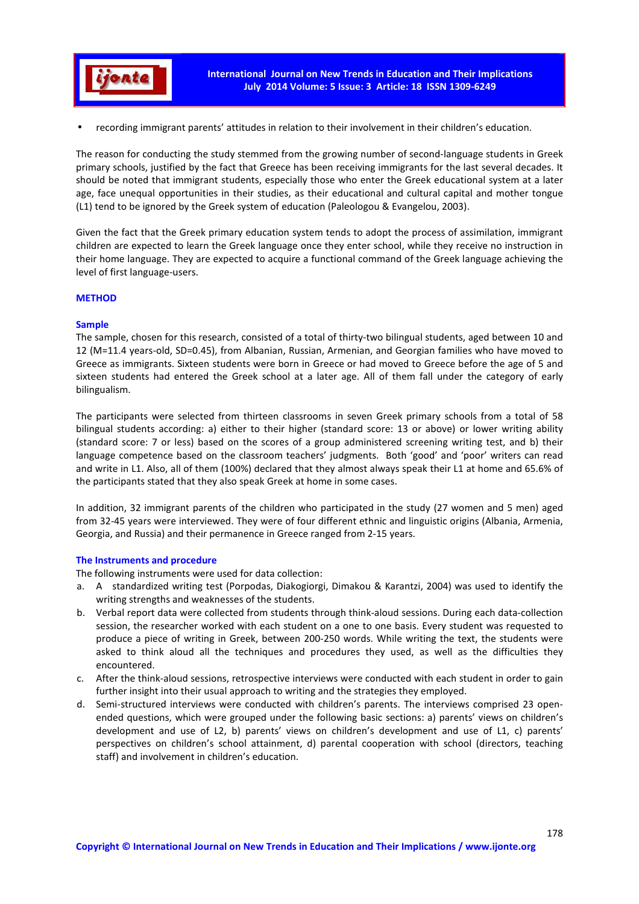- recording immigrant parents' attitudes in relation to their involvement in their children's education.

The reason for conducting the study stemmed from the growing number of second-language students in Greek primary schools, justified by the fact that Greece has been receiving immigrants for the last several decades. It should be noted that immigrant students, especially those who enter the Greek educational system at a later age, face unequal opportunities in their studies, as their educational and cultural capital and mother tongue (L1) tend to be ignored by the Greek system of education (Paleologou & Evangelou, 2003).

Given the fact that the Greek primary education system tends to adopt the process of assimilation, immigrant children are expected to learn the Greek language once they enter school, while they receive no instruction in their home language. They are expected to acquire a functional command of the Greek language achieving the level of first language-users.

## METHOD

### Sample

The sample, chosen for this research, consisted of a total of thirty-two bilingual students, aged between 10 and 12 (M=11.4 years-old, SD=0.45), from Albanian, Russian, Armenian, and Georgian families who have moved to Greece as immigrants. Sixteen students were born in Greece or had moved to Greece before the age of 5 and sixteen students had entered the Greek school at a later age. All of them fall under the category of early bilingualism.

The participants were selected from thirteen classrooms in seven Greek primary schools from a total of 58 bilingual students according: a) either to their higher (standard score: 13 or above) or lower writing ability (standard score: 7 or less) based on the scores of a group administered screening writing test, and b) their language competence based on the classroom teachers' judgments. Both 'good' and 'poor' writers can read and write in L1. Also, all of them (100%) declared that they almost always speak their L1 at home and 65.6% of the participants stated that they also speak Greek at home in some cases.

In addition, 32 immigrant parents of the children who participated in the study (27 women and 5 men) aged from 32-45 years were interviewed. They were of four different ethnic and linguistic origins (Albania, Armenia, Georgia, and Russia) and their permanence in Greece ranged from 2-15 years.

### The Instruments and procedure

The following instruments were used for data collection:

a. A standardized writing test (Porpodas, Diakogiorgi, Dimakou & Karantzi, 2004) was used to identify the writing strengths and weaknesses of the students.
b. Verbal report data were collected from students through think-aloud sessions. During each data-collection session, the researcher worked with each student on a one to one basis. Every student was requested to produce a piece of writing in Greek, between 200-250 words. While writing the text, the students were asked to think aloud all the techniques and procedures they used, as well as the difficulties they encountered.
c. After the think-aloud sessions, retrospective interviews were conducted with each student in order to gain further insight into their usual approach to writing and the strategies they employed.
d. Semi-structured interviews were conducted with children's parents. The interviews comprised 23 open-ended questions, which were grouped under the following basic sections: a) parents' views on children's development and use of L2, b) parents' views on children's development and use of L1, c) parents' perspectives on children's school attainment, d) parental cooperation with school (directors, teaching staff) and involvement in children's education.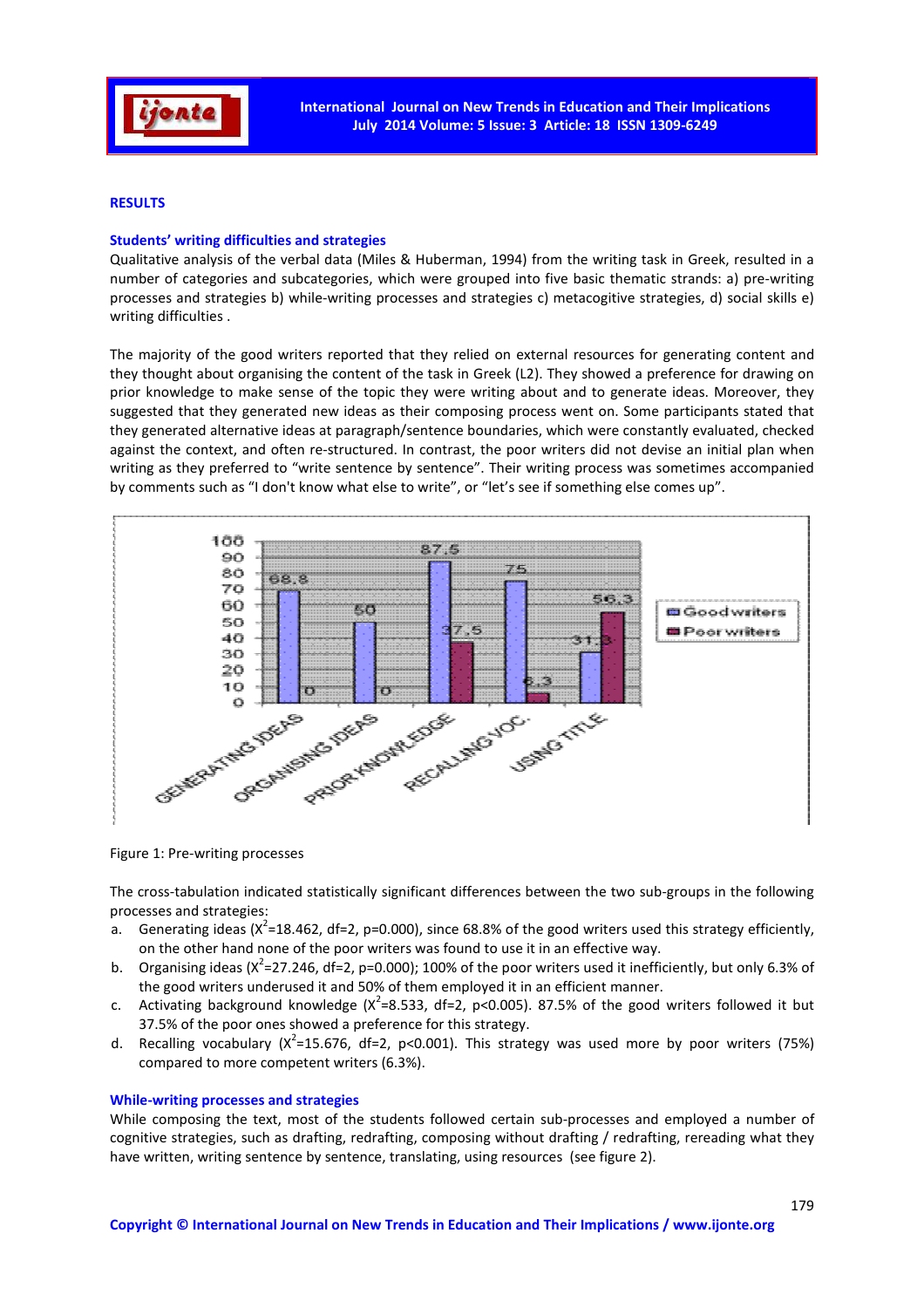## RESULTS

### Students' writing difficulties and strategies

Qualitative analysis of the verbal data (Miles & Huberman, 1994) from the writing task in Greek, resulted in a number of categories and subcategories, which were grouped into five basic thematic strands: a) pre-writing processes and strategies b) while-writing processes and strategies c) metacogitive strategies, d) social skills e) writing difficulties .

The majority of the good writers reported that they relied on external resources for generating content and they thought about organising the content of the task in Greek (L2). They showed a preference for drawing on prior knowledge to make sense of the topic they were writing about and to generate ideas. Moreover, they suggested that they generated new ideas as their composing process went on. Some participants stated that they generated alternative ideas at paragraph/sentence boundaries, which were constantly evaluated, checked against the context, and often re-structured. In contrast, the poor writers did not devise an initial plan when writing as they preferred to "write sentence by sentence". Their writing process was sometimes accompanied by comments such as "I don't know what else to write", or "let's see if something else comes up".

| | Good writers | Poor writers |
|---|---|---|
| GENERATING IDEAS | 68.8 | 0 |
| ORGANISING IDEAS | 50 | 0 |
| PRIOR KNOWLEDGE | 87.5 | 37.5 |
| RECALLING VOC. | 75 | 6.3 |
| USING TITLE | 31.3 | 56.3 |

Figure 1: Pre-writing processes

The cross-tabulation indicated statistically significant differences between the two sub-groups in the following processes and strategies:

a. Generating ideas ($X^2$=18.462, df=2, p=0.000), since 68.8% of the good writers used this strategy efficiently, on the other hand none of the poor writers was found to use it in an effective way.
b. Organising ideas ($X^2$=27.246, df=2, p=0.000); 100% of the poor writers used it inefficiently, but only 6.3% of the good writers underused it and 50% of them employed it in an efficient manner.
c. Activating background knowledge ($X^2$=8.533, df=2, p<0.005). 87.5% of the good writers followed it but 37.5% of the poor ones showed a preference for this strategy.
d. Recalling vocabulary ($X^2$=15.676, df=2, p<0.001). This strategy was used more by poor writers (75%) compared to more competent writers (6.3%).

### While-writing processes and strategies

While composing the text, most of the students followed certain sub-processes and employed a number of cognitive strategies, such as drafting, redrafting, composing without drafting / redrafting, rereading what they have written, writing sentence by sentence, translating, using resources (see figure 2).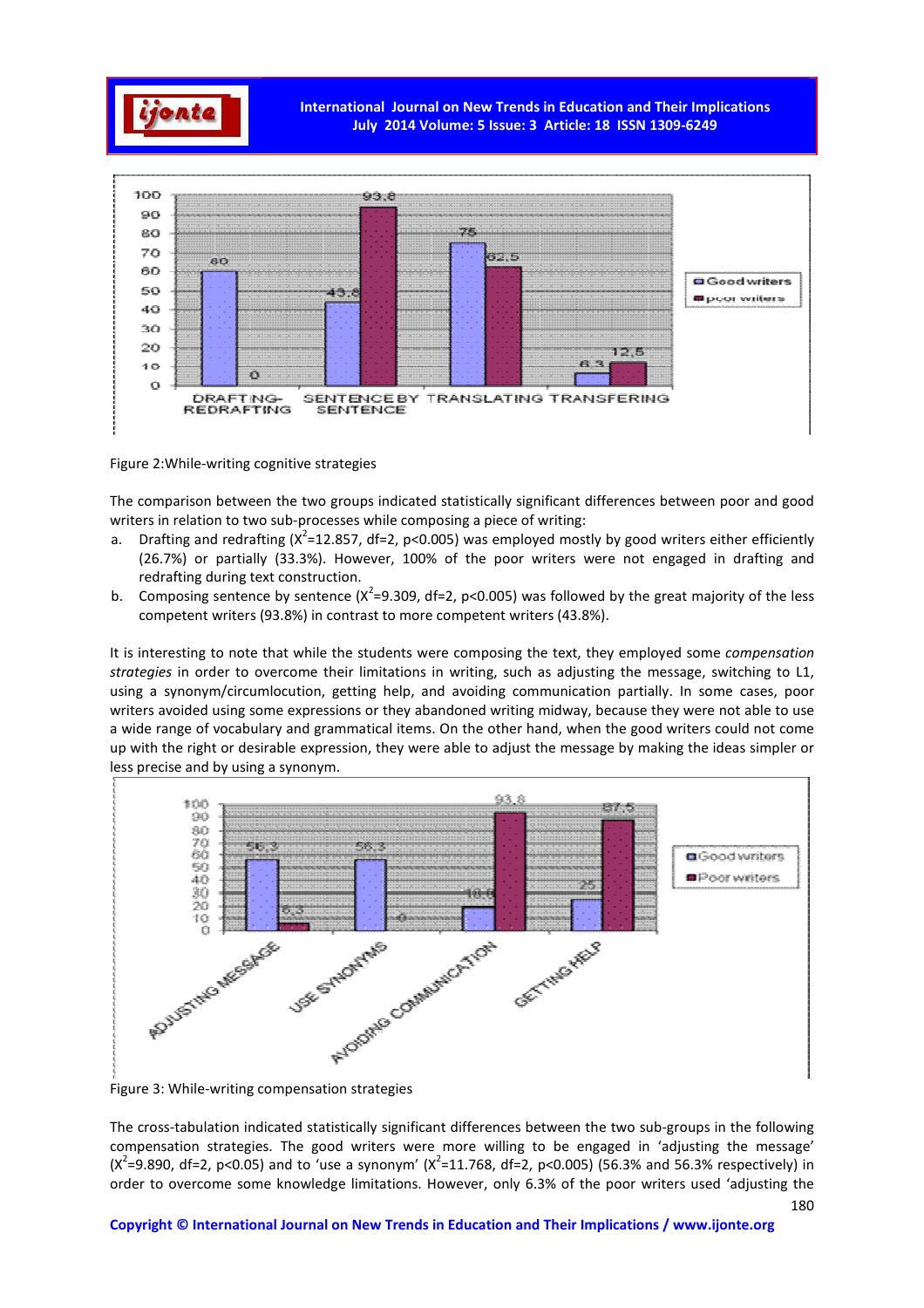Figure 2:While-writing cognitive strategies

The comparison between the two groups indicated statistically significant differences between poor and good writers in relation to two sub-processes while composing a piece of writing:

a. Drafting and redrafting ($X^2$=12.857, df=2, p<0.005) was employed mostly by good writers either efficiently (26.7%) or partially (33.3%). However, 100% of the poor writers were not engaged in drafting and redrafting during text construction.
b. Composing sentence by sentence ($X^2$=9.309, df=2, p<0.005) was followed by the great majority of the less competent writers (93.8%) in contrast to more competent writers (43.8%).

It is interesting to note that while the students were composing the text, they employed some *compensation strategies* in order to overcome their limitations in writing, such as adjusting the message, switching to L1, using a synonym/circumlocution, getting help, and avoiding communication partially. In some cases, poor writers avoided using some expressions or they abandoned writing midway, because they were not able to use a wide range of vocabulary and grammatical items. On the other hand, when the good writers could not come up with the right or desirable expression, they were able to adjust the message by making the ideas simpler or less precise and by using a synonym.

Figure 3: While-writing compensation strategies

The cross-tabulation indicated statistically significant differences between the two sub-groups in the following compensation strategies. The good writers were more willing to be engaged in 'adjusting the message' ($X^2$=9.890, df=2, p<0.05) and to 'use a synonym' ($X^2$=11.768, df=2, p<0.005) (56.3% and 56.3% respectively) in order to overcome some knowledge limitations. However, only 6.3% of the poor writers used 'adjusting the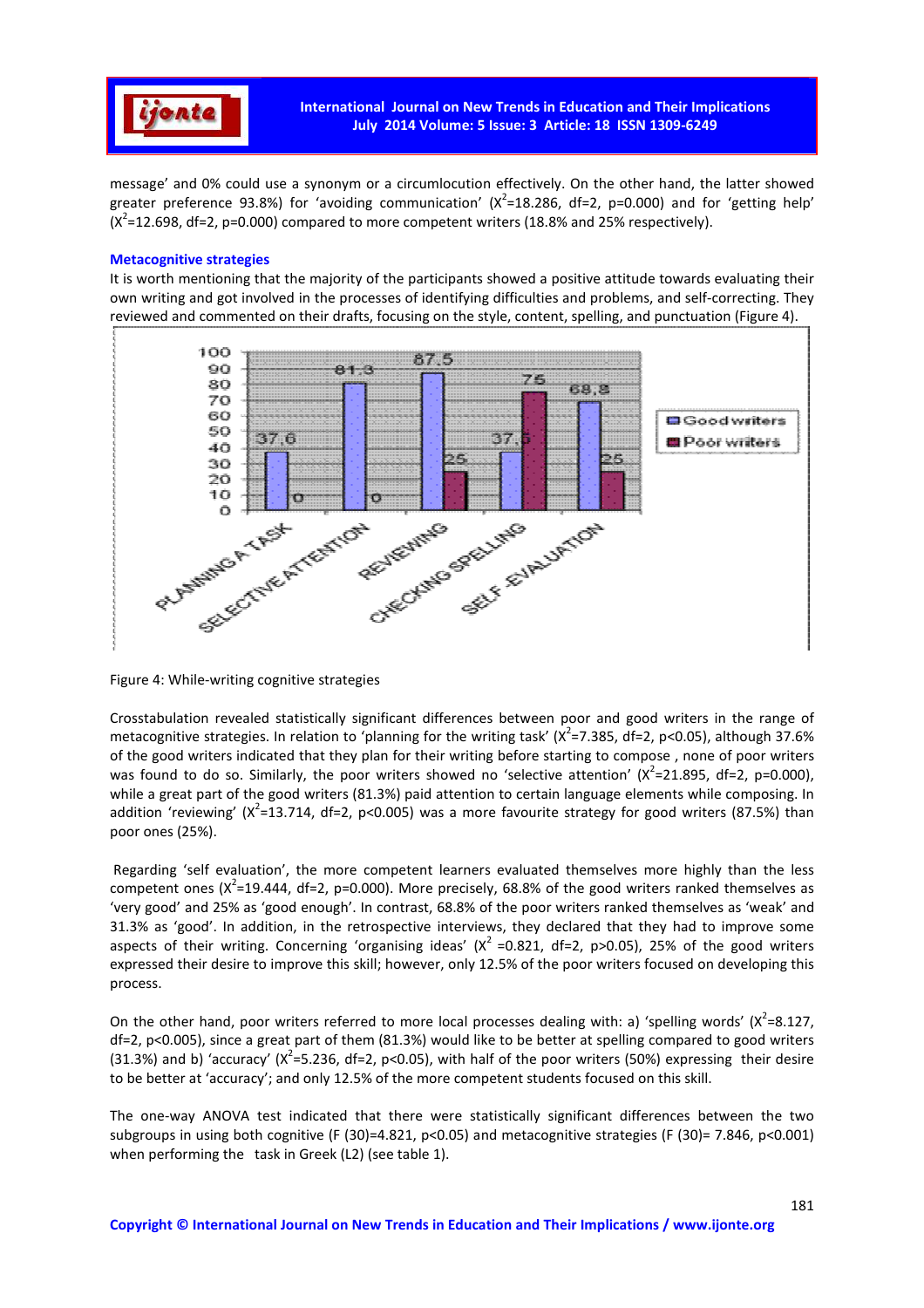message' and 0% could use a synonym or a circumlocution effectively. On the other hand, the latter showed greater preference 93.8%) for 'avoiding communication' ($X^2$=18.286, df=2, p=0.000) and for 'getting help' ($X^2$=12.698, df=2, p=0.000) compared to more competent writers (18.8% and 25% respectively).

### Metacognitive strategies

It is worth mentioning that the majority of the participants showed a positive attitude towards evaluating their own writing and got involved in the processes of identifying difficulties and problems, and self-correcting. They reviewed and commented on their drafts, focusing on the style, content, spelling, and punctuation (Figure 4).

| | Good writers | Poor writers |
|---|---|---|
| PLANNING A TASK | 37.6 | 0 |
| SELECTIVE ATTENTION | 81.3 | 0 |
| REVIEWING | 87.5 | 25 |
| CHECKING SPELLING | 37.5 | 75 |
| SELF EVALUATION | 68.8 | 25 |

Figure 4: While-writing cognitive strategies

Crosstabulation revealed statistically significant differences between poor and good writers in the range of metacognitive strategies. In relation to 'planning for the writing task' ($X^2$=7.385, df=2, p<0.05), although 37.6% of the good writers indicated that they plan for their writing before starting to compose , none of poor writers was found to do so. Similarly, the poor writers showed no 'selective attention' ($X^2$=21.895, df=2, p=0.000), while a great part of the good writers (81.3%) paid attention to certain language elements while composing. In addition 'reviewing' ($X^2$=13.714, df=2, p<0.005) was a more favourite strategy for good writers (87.5%) than poor ones (25%).

Regarding 'self evaluation', the more competent learners evaluated themselves more highly than the less competent ones ($X^2$=19.444, df=2, p=0.000). More precisely, 68.8% of the good writers ranked themselves as 'very good' and 25% as 'good enough'. In contrast, 68.8% of the poor writers ranked themselves as 'weak' and 31.3% as 'good'. In addition, in the retrospective interviews, they declared that they had to improve some aspects of their writing. Concerning 'organising ideas' ($X^2$ =0.821, df=2, p>0.05), 25% of the good writers expressed their desire to improve this skill; however, only 12.5% of the poor writers focused on developing this process.

On the other hand, poor writers referred to more local processes dealing with: a) 'spelling words' ($X^2$=8.127, df=2, p<0.005), since a great part of them (81.3%) would like to be better at spelling compared to good writers (31.3%) and b) 'accuracy' ($X^2$=5.236, df=2, p<0.05), with half of the poor writers (50%) expressing their desire to be better at 'accuracy'; and only 12.5% of the more competent students focused on this skill.

The one-way ANOVA test indicated that there were statistically significant differences between the two subgroups in using both cognitive (F (30)=4.821, p<0.05) and metacognitive strategies (F (30)= 7.846, p<0.001) when performing the task in Greek (L2) (see table 1).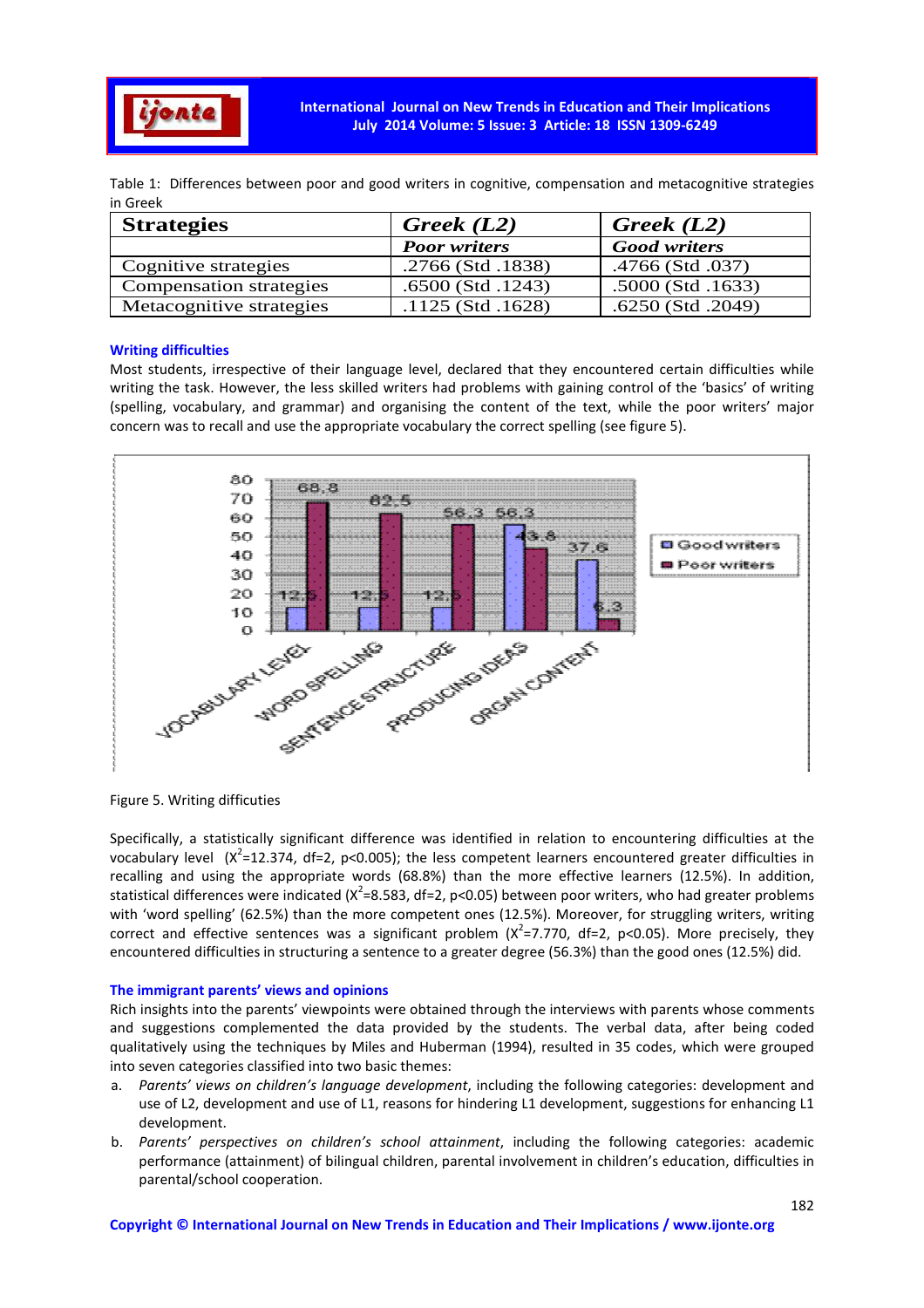Table 1: Differences between poor and good writers in cognitive, compensation and metacognitive strategies in Greek

| Strategies | Greek (L2) | Greek (L2) |
|---|---|---|
| | Poor writers | Good writers |
| Cognitive strategies | .2766 (Std .1838) | .4766 (Std .037) |
| Compensation strategies | .6500 (Std .1243) | .5000 (Std .1633) |
| Metacognitive strategies | .1125 (Std .1628) | .6250 (Std .2049) |

### Writing difficulties

Most students, irrespective of their language level, declared that they encountered certain difficulties while writing the task. However, the less skilled writers had problems with gaining control of the 'basics' of writing (spelling, vocabulary, and grammar) and organising the content of the text, while the poor writers' major concern was to recall and use the appropriate vocabulary the correct spelling (see figure 5).

Figure 5. Writing difficuties

Specifically, a statistically significant difference was identified in relation to encountering difficulties at the vocabulary level ($X^2$=12.374, df=2, $p<0.005$); the less competent learners encountered greater difficulties in recalling and using the appropriate words (68.8%) than the more effective learners (12.5%). In addition, statistical differences were indicated ($X^2$=8.583, df=2, $p<0.05$) between poor writers, who had greater problems with 'word spelling' (62.5%) than the more competent ones (12.5%). Moreover, for struggling writers, writing correct and effective sentences was a significant problem ($X^2$=7.770, df=2, $p<0.05$). More precisely, they encountered difficulties in structuring a sentence to a greater degree (56.3%) than the good ones (12.5%) did.

### The immigrant parents' views and opinions

Rich insights into the parents' viewpoints were obtained through the interviews with parents whose comments and suggestions complemented the data provided by the students. The verbal data, after being coded qualitatively using the techniques by Miles and Huberman (1994), resulted in 35 codes, which were grouped into seven categories classified into two basic themes:

a. *Parents' views on children's language development*, including the following categories: development and use of L2, development and use of L1, reasons for hindering L1 development, suggestions for enhancing L1 development.
b. *Parents' perspectives on children's school attainment*, including the following categories: academic performance (attainment) of bilingual children, parental involvement in children's education, difficulties in parental/school cooperation.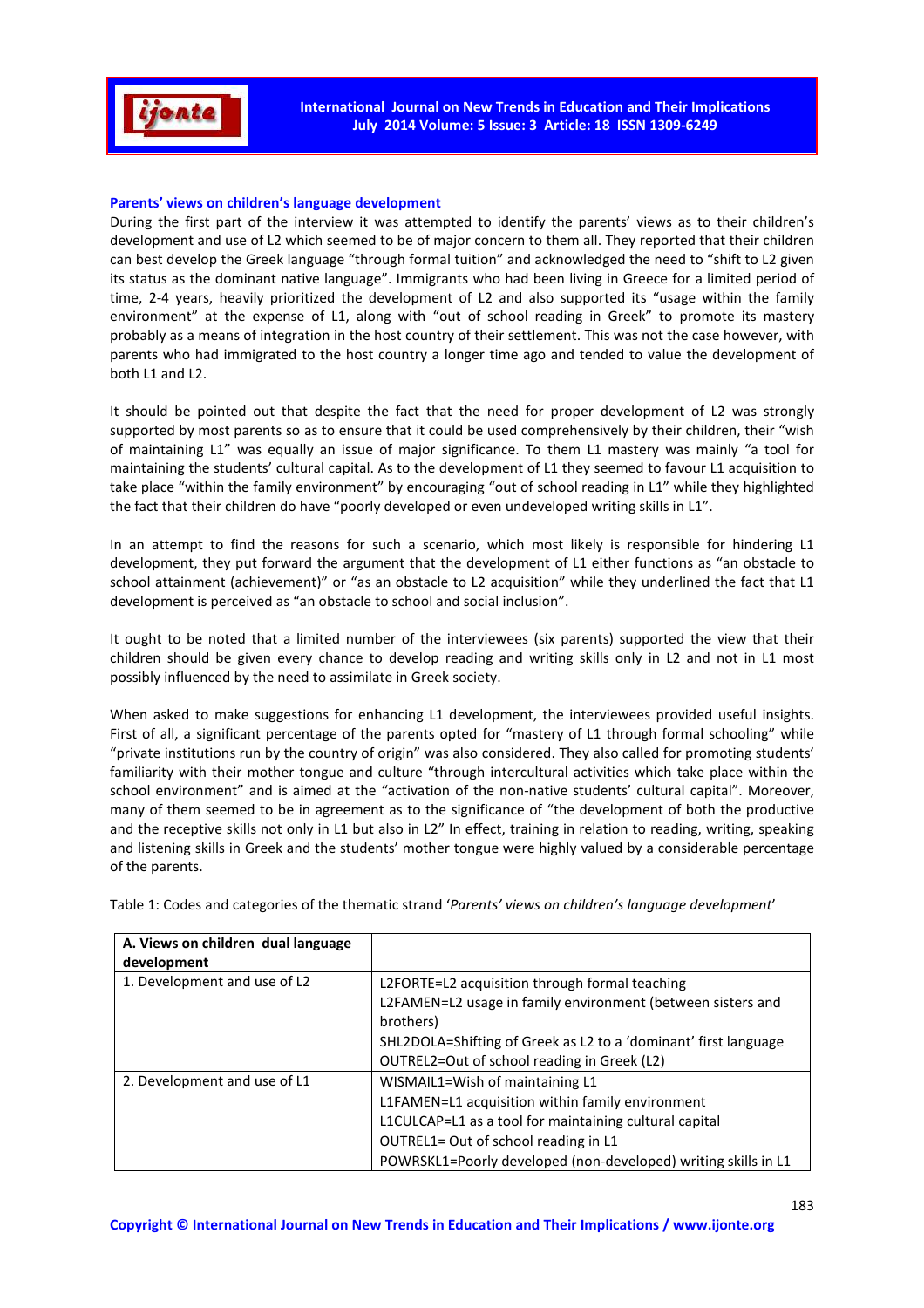### Parents' views on children's language development

During the first part of the interview it was attempted to identify the parents' views as to their children's development and use of L2 which seemed to be of major concern to them all. They reported that their children can best develop the Greek language "through formal tuition" and acknowledged the need to "shift to L2 given its status as the dominant native language". Immigrants who had been living in Greece for a limited period of time, 2-4 years, heavily prioritized the development of L2 and also supported its "usage within the family environment" at the expense of L1, along with "out of school reading in Greek" to promote its mastery probably as a means of integration in the host country of their settlement. This was not the case however, with parents who had immigrated to the host country a longer time ago and tended to value the development of both L1 and L2.

It should be pointed out that despite the fact that the need for proper development of L2 was strongly supported by most parents so as to ensure that it could be used comprehensively by their children, their "wish of maintaining L1" was equally an issue of major significance. To them L1 mastery was mainly "a tool for maintaining the students' cultural capital. As to the development of L1 they seemed to favour L1 acquisition to take place "within the family environment" by encouraging "out of school reading in L1" while they highlighted the fact that their children do have "poorly developed or even undeveloped writing skills in L1".

In an attempt to find the reasons for such a scenario, which most likely is responsible for hindering L1 development, they put forward the argument that the development of L1 either functions as "an obstacle to school attainment (achievement)" or "as an obstacle to L2 acquisition" while they underlined the fact that L1 development is perceived as "an obstacle to school and social inclusion".

It ought to be noted that a limited number of the interviewees (six parents) supported the view that their children should be given every chance to develop reading and writing skills only in L2 and not in L1 most possibly influenced by the need to assimilate in Greek society.

When asked to make suggestions for enhancing L1 development, the interviewees provided useful insights. First of all, a significant percentage of the parents opted for "mastery of L1 through formal schooling" while "private institutions run by the country of origin" was also considered. They also called for promoting students' familiarity with their mother tongue and culture "through intercultural activities which take place within the school environment" and is aimed at the "activation of the non-native students' cultural capital". Moreover, many of them seemed to be in agreement as to the significance of "the development of both the productive and the receptive skills not only in L1 but also in L2" In effect, training in relation to reading, writing, speaking and listening skills in Greek and the students' mother tongue were highly valued by a considerable percentage of the parents.

Table 1: Codes and categories of the thematic strand '*Parents' views on children's language development*'

| **A. Views on children dual language development** | |
|---|---|
| 1. Development and use of L2 | L2FORTE=L2 acquisition through formal teaching<br>L2FAMEN=L2 usage in family environment (between sisters and brothers)<br>SHL2DOLA=Shifting of Greek as L2 to a 'dominant' first language<br>OUTREL2=Out of school reading in Greek (L2) |
| 2. Development and use of L1 | WISMAIL1=Wish of maintaining L1<br>L1FAMEN=L1 acquisition within family environment<br>L1CULCAP=L1 as a tool for maintaining cultural capital<br>OUTREL1= Out of school reading in L1<br>POWRSKL1=Poorly developed (non-developed) writing skills in L1 |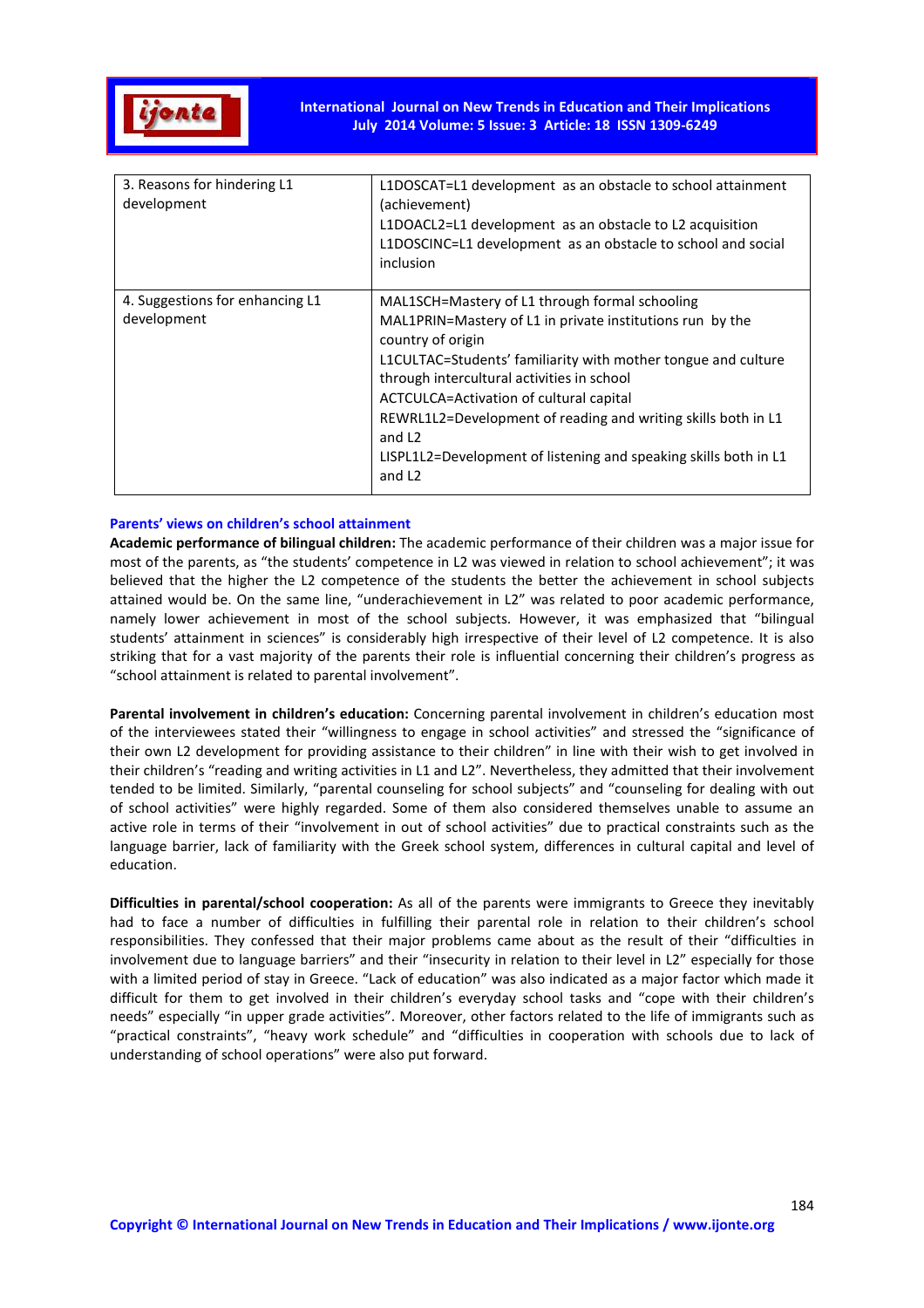| | |
|---|---|
| 3. Reasons for hindering L1 development | L1DOSCAT=L1 development as an obstacle to school attainment (achievement)<br>L1DOACL2=L1 development as an obstacle to L2 acquisition<br>L1DOSCINC=L1 development as an obstacle to school and social inclusion |
| 4. Suggestions for enhancing L1 development | MAL1SCH=Mastery of L1 through formal schooling<br>MAL1PRIN=Mastery of L1 in private institutions run by the country of origin<br>L1CULTAC=Students' familiarity with mother tongue and culture through intercultural activities in school<br>ACTCULCA=Activation of cultural capital<br>REWRL1L2=Development of reading and writing skills both in L1 and L2<br>LISPL1L2=Development of listening and speaking skills both in L1 and L2 |

### Parents' views on children's school attainment

**Academic performance of bilingual children:** The academic performance of their children was a major issue for most of the parents, as "the students' competence in L2 was viewed in relation to school achievement"; it was believed that the higher the L2 competence of the students the better the achievement in school subjects attained would be. On the same line, "underachievement in L2" was related to poor academic performance, namely lower achievement in most of the school subjects. However, it was emphasized that "bilingual students' attainment in sciences" is considerably high irrespective of their level of L2 competence. It is also striking that for a vast majority of the parents their role is influential concerning their children's progress as "school attainment is related to parental involvement".

**Parental involvement in children's education:** Concerning parental involvement in children's education most of the interviewees stated their "willingness to engage in school activities" and stressed the "significance of their own L2 development for providing assistance to their children" in line with their wish to get involved in their children's "reading and writing activities in L1 and L2". Nevertheless, they admitted that their involvement tended to be limited. Similarly, "parental counseling for school subjects" and "counseling for dealing with out of school activities" were highly regarded. Some of them also considered themselves unable to assume an active role in terms of their "involvement in out of school activities" due to practical constraints such as the language barrier, lack of familiarity with the Greek school system, differences in cultural capital and level of education.

**Difficulties in parental/school cooperation:** As all of the parents were immigrants to Greece they inevitably had to face a number of difficulties in fulfilling their parental role in relation to their children's school responsibilities. They confessed that their major problems came about as the result of their "difficulties in involvement due to language barriers" and their "insecurity in relation to their level in L2" especially for those with a limited period of stay in Greece. "Lack of education" was also indicated as a major factor which made it difficult for them to get involved in their children's everyday school tasks and "cope with their children's needs" especially "in upper grade activities". Moreover, other factors related to the life of immigrants such as "practical constraints", "heavy work schedule" and "difficulties in cooperation with schools due to lack of understanding of school operations" were also put forward.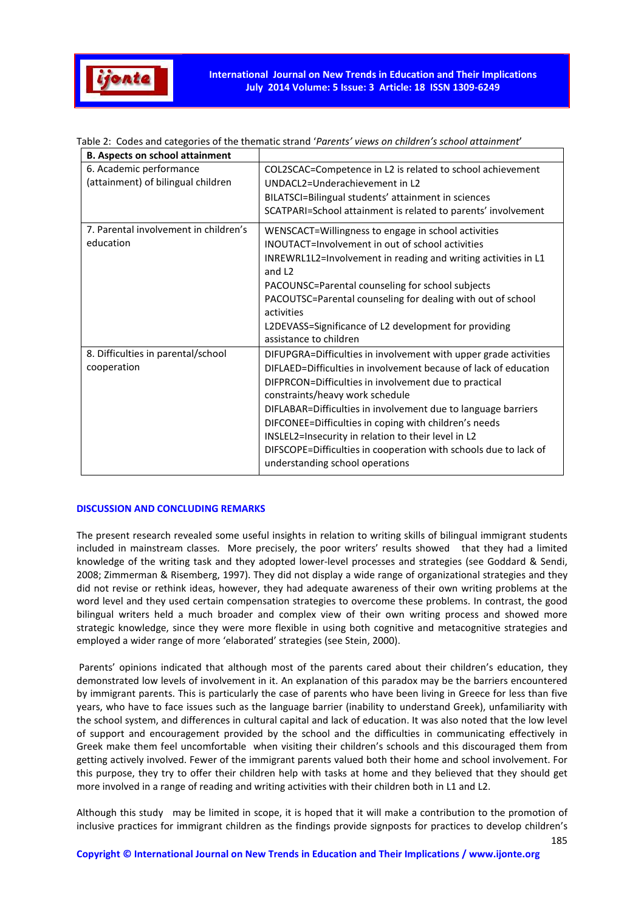Table 2: Codes and categories of the thematic strand '*Parents' views on children's school attainment*'

| **B. Aspects on school attainment** | |
|---|---|
| 6. Academic performance (attainment) of bilingual children | COL2SCAC=Competence in L2 is related to school achievement<br>UNDACL2=Underachievement in L2<br>BILATSCI=Bilingual students' attainment in sciences<br>SCATPARI=School attainment is related to parents' involvement |
| 7. Parental involvement in children's education | WENSCACT=Willingness to engage in school activities<br>INOUTACT=Involvement in out of school activities<br>INREWRL1L2=Involvement in reading and writing activities in L1 and L2<br>PACOUNSC=Parental counseling for school subjects<br>PACOUTSC=Parental counseling for dealing with out of school activities<br>L2DEVASS=Significance of L2 development for providing assistance to children |
| 8. Difficulties in parental/school cooperation | DIFUPGRA=Difficulties in involvement with upper grade activities<br>DIFLAED=Difficulties in involvement because of lack of education<br>DIFPRCON=Difficulties in involvement due to practical constraints/heavy work schedule<br>DIFLABAR=Difficulties in involvement due to language barriers<br>DIFCONEE=Difficulties in coping with children's needs<br>INSLEL2=Insecurity in relation to their level in L2<br>DIFSCOPE=Difficulties in cooperation with schools due to lack of understanding school operations |

## DISCUSSION AND CONCLUDING REMARKS

The present research revealed some useful insights in relation to writing skills of bilingual immigrant students included in mainstream classes. More precisely, the poor writers' results showed that they had a limited knowledge of the writing task and they adopted lower-level processes and strategies (see Goddard & Sendi, 2008; Zimmerman & Risemberg, 1997). They did not display a wide range of organizational strategies and they did not revise or rethink ideas, however, they had adequate awareness of their own writing problems at the word level and they used certain compensation strategies to overcome these problems. In contrast, the good bilingual writers held a much broader and complex view of their own writing process and showed more strategic knowledge, since they were more flexible in using both cognitive and metacognitive strategies and employed a wider range of more 'elaborated' strategies (see Stein, 2000).

Parents' opinions indicated that although most of the parents cared about their children's education, they demonstrated low levels of involvement in it. An explanation of this paradox may be the barriers encountered by immigrant parents. This is particularly the case of parents who have been living in Greece for less than five years, who have to face issues such as the language barrier (inability to understand Greek), unfamiliarity with the school system, and differences in cultural capital and lack of education. It was also noted that the low level of support and encouragement provided by the school and the difficulties in communicating effectively in Greek make them feel uncomfortable when visiting their children's schools and this discouraged them from getting actively involved. Fewer of the immigrant parents valued both their home and school involvement. For this purpose, they try to offer their children help with tasks at home and they believed that they should get more involved in a range of reading and writing activities with their children both in L1 and L2.

Although this study may be limited in scope, it is hoped that it will make a contribution to the promotion of inclusive practices for immigrant children as the findings provide signposts for practices to develop children's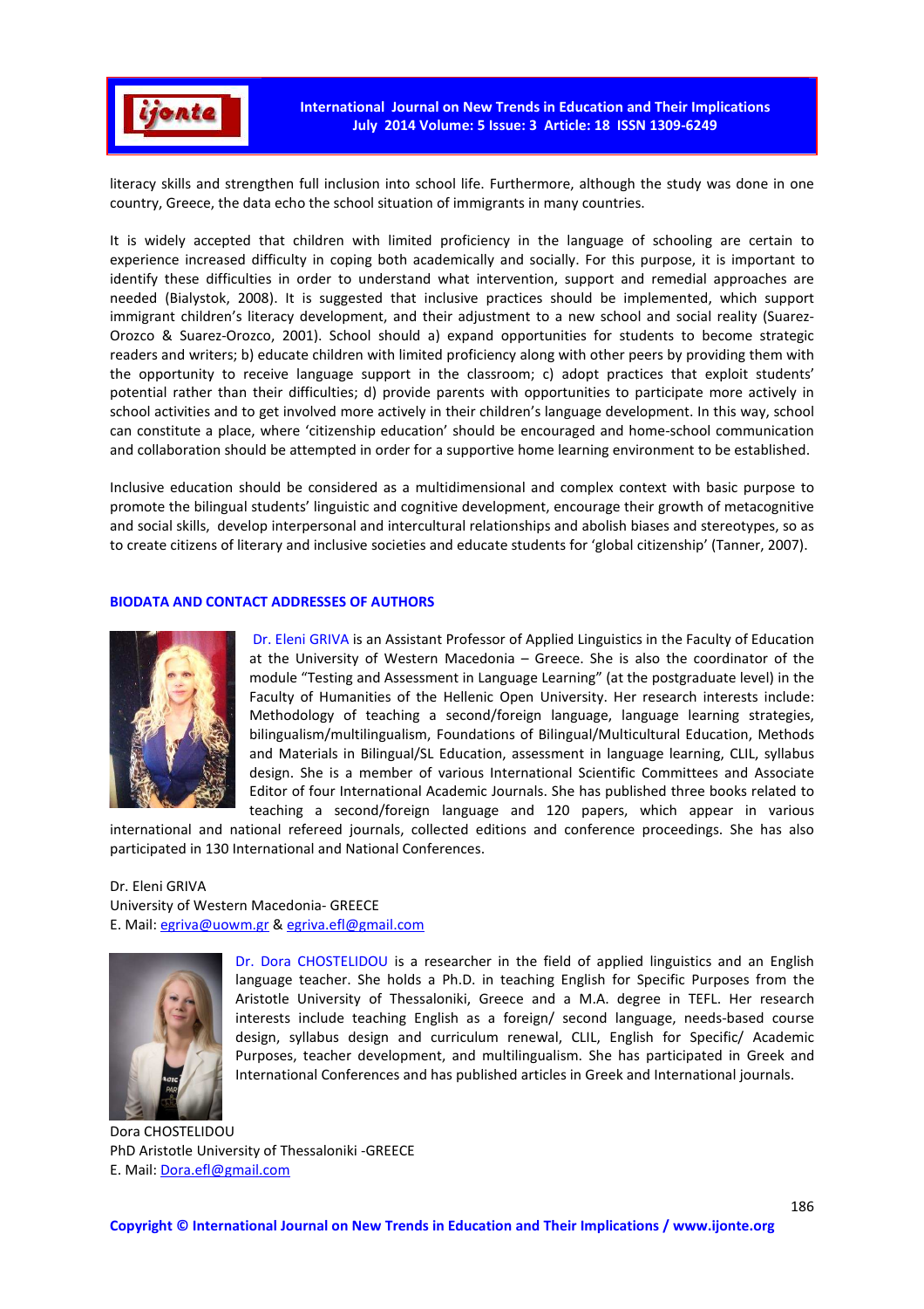literacy skills and strengthen full inclusion into school life. Furthermore, although the study was done in one country, Greece, the data echo the school situation of immigrants in many countries.

It is widely accepted that children with limited proficiency in the language of schooling are certain to experience increased difficulty in coping both academically and socially. For this purpose, it is important to identify these difficulties in order to understand what intervention, support and remedial approaches are needed (Bialystok, 2008). It is suggested that inclusive practices should be implemented, which support immigrant children's literacy development, and their adjustment to a new school and social reality (Suarez-Orozco & Suarez-Orozco, 2001). School should a) expand opportunities for students to become strategic readers and writers; b) educate children with limited proficiency along with other peers by providing them with the opportunity to receive language support in the classroom; c) adopt practices that exploit students' potential rather than their difficulties; d) provide parents with opportunities to participate more actively in school activities and to get involved more actively in their children's language development. In this way, school can constitute a place, where 'citizenship education' should be encouraged and home-school communication and collaboration should be attempted in order for a supportive home learning environment to be established.

Inclusive education should be considered as a multidimensional and complex context with basic purpose to promote the bilingual students' linguistic and cognitive development, encourage their growth of metacognitive and social skills, develop interpersonal and intercultural relationships and abolish biases and stereotypes, so as to create citizens of literary and inclusive societies and educate students for 'global citizenship' (Tanner, 2007).

## BIODATA AND CONTACT ADDRESSES OF AUTHORS

Dr. Eleni GRIVA is an Assistant Professor of Applied Linguistics in the Faculty of Education at the University of Western Macedonia – Greece. She is also the coordinator of the module "Testing and Assessment in Language Learning" (at the postgraduate level) in the Faculty of Humanities of the Hellenic Open University. Her research interests include: Methodology of teaching a second/foreign language, language learning strategies, bilingualism/multilingualism, Foundations of Bilingual/Multicultural Education, Methods and Materials in Bilingual/SL Education, assessment in language learning, CLIL, syllabus design. She is a member of various International Scientific Committees and Associate Editor of four International Academic Journals. She has published three books related to teaching a second/foreign language and 120 papers, which appear in various international and national refereed journals, collected editions and conference proceedings. She has also participated in 130 International and National Conferences.

Dr. Eleni GRIVA  
University of Western Macedonia- GREECE  
E. Mail: egriva@uowm.gr & egriva.efl@gmail.com

Dr. Dora CHOSTELIDOU is a researcher in the field of applied linguistics and an English language teacher. She holds a Ph.D. in teaching English for Specific Purposes from the Aristotle University of Thessaloniki, Greece and a M.A. degree in TEFL. Her research interests include teaching English as a foreign/ second language, needs-based course design, syllabus design and curriculum renewal, CLIL, English for Specific/ Academic Purposes, teacher development, and multilingualism. She has participated in Greek and International Conferences and has published articles in Greek and International journals.

Dora CHOSTELIDOU  
PhD Aristotle University of Thessaloniki -GREECE  
E. Mail: Dora.efl@gmail.com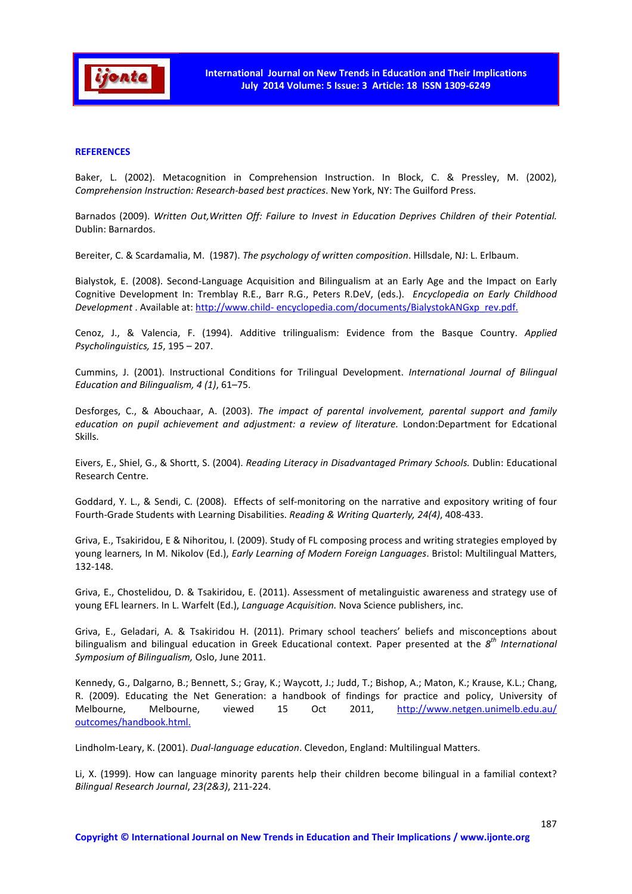**REFERENCES**

Baker, L. (2002). Metacognition in Comprehension Instruction. In Block, C. & Pressley, M. (2002), *Comprehension Instruction: Research-based best practices*. New York, NY: The Guilford Press.

Barnados (2009). *Written Out,Written Off: Failure to Invest in Education Deprives Children of their Potential.* Dublin: Barnardos.

Bereiter, C. & Scardamalia, M. (1987). *The psychology of written composition*. Hillsdale, NJ: L. Erlbaum.

Bialystok, E. (2008). Second-Language Acquisition and Bilingualism at an Early Age and the Impact on Early Cognitive Development In: Tremblay R.E., Barr R.G., Peters R.DeV, (eds.). *Encyclopedia on Early Childhood Development* . Available at: http://www.child- encyclopedia.com/documents/BialystokANGxp_rev.pdf.

Cenoz, J., & Valencia, F. (1994). Additive trilingualism: Evidence from the Basque Country. *Applied Psycholinguistics, 15*, 195 – 207.

Cummins, J. (2001). Instructional Conditions for Trilingual Development. *International Journal of Bilingual Education and Bilingualism, 4 (1)*, 61–75.

Desforges, C., & Abouchaar, A. (2003). *The impact of parental involvement, parental support and family education on pupil achievement and adjustment: a review of literature.* London:Department for Edcational Skills.

Eivers, E., Shiel, G., & Shortt, S. (2004). *Reading Literacy in Disadvantaged Primary Schools.* Dublin: Educational Research Centre.

Goddard, Y. L., & Sendi, C. (2008). Effects of self-monitoring on the narrative and expository writing of four Fourth-Grade Students with Learning Disabilities. *Reading & Writing Quarterly, 24(4)*, 408-433.

Griva, E., Tsakiridou, E & Nihoritou, I. (2009). Study of FL composing process and writing strategies employed by young learners, In M. Nikolov (Ed.), *Early Learning of Modern Foreign Languages*. Bristol: Multilingual Matters, 132-148.

Griva, E., Chostelidou, D. & Tsakiridou, E. (2011). Assessment of metalinguistic awareness and strategy use of young EFL learners. In L. Warfelt (Ed.), *Language Acquisition.* Nova Science publishers, inc.

Griva, E., Geladari, A. & Tsakiridou H. (2011). Primary school teachers' beliefs and misconceptions about bilingualism and bilingual education in Greek Educational context. Paper presented at the 8th *International Symposium of Bilingualism,* Oslo, June 2011.

Kennedy, G., Dalgarno, B.; Bennett, S.; Gray, K.; Waycott, J.; Judd, T.; Bishop, A.; Maton, K.; Krause, K.L.; Chang, R. (2009). Educating the Net Generation: a handbook of findings for practice and policy, University of Melbourne, Melbourne, viewed 15 Oct 2011, http://www.netgen.unimelb.edu.au/outcomes/handbook.html.

Lindholm-Leary, K. (2001). *Dual-language education*. Clevedon, England: Multilingual Matters.

Li, X. (1999). How can language minority parents help their children become bilingual in a familial context? *Bilingual Research Journal*, *23(2&3)*, 211-224.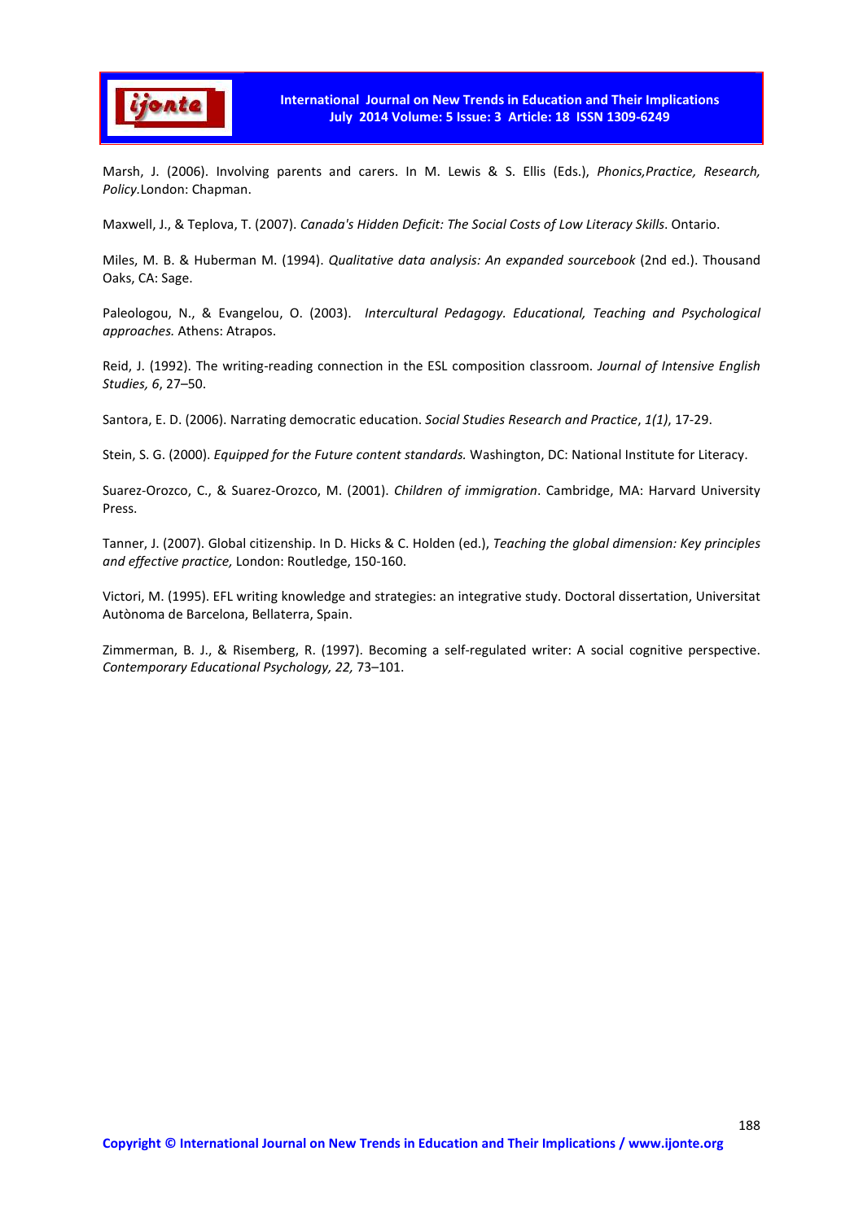Marsh, J. (2006). Involving parents and carers. In M. Lewis & S. Ellis (Eds.), *Phonics,Practice, Research, Policy.*London: Chapman.

Maxwell, J., & Teplova, T. (2007). *Canada's Hidden Deficit: The Social Costs of Low Literacy Skills*. Ontario.

Miles, M. B. & Huberman M. (1994). *Qualitative data analysis: An expanded sourcebook* (2nd ed.). Thousand Oaks, CA: Sage.

Paleologou, N., & Evangelou, O. (2003). *Intercultural Pedagogy. Educational, Teaching and Psychological approaches.* Athens: Atrapos.

Reid, J. (1992). The writing-reading connection in the ESL composition classroom. *Journal of Intensive English Studies, 6*, 27–50.

Santora, E. D. (2006). Narrating democratic education. *Social Studies Research and Practice*, *1(1)*, 17-29.

Stein, S. G. (2000). *Equipped for the Future content standards.* Washington, DC: National Institute for Literacy.

Suarez-Orozco, C., & Suarez-Orozco, M. (2001). *Children of immigration*. Cambridge, MA: Harvard University Press.

Tanner, J. (2007). Global citizenship. In D. Hicks & C. Holden (ed.), *Teaching the global dimension: Key principles and effective practice,* London: Routledge, 150-160.

Victori, M. (1995). EFL writing knowledge and strategies: an integrative study. Doctoral dissertation, Universitat Autònoma de Barcelona, Bellaterra, Spain.

Zimmerman, B. J., & Risemberg, R. (1997). Becoming a self-regulated writer: A social cognitive perspective. *Contemporary Educational Psychology, 22,* 73–101.